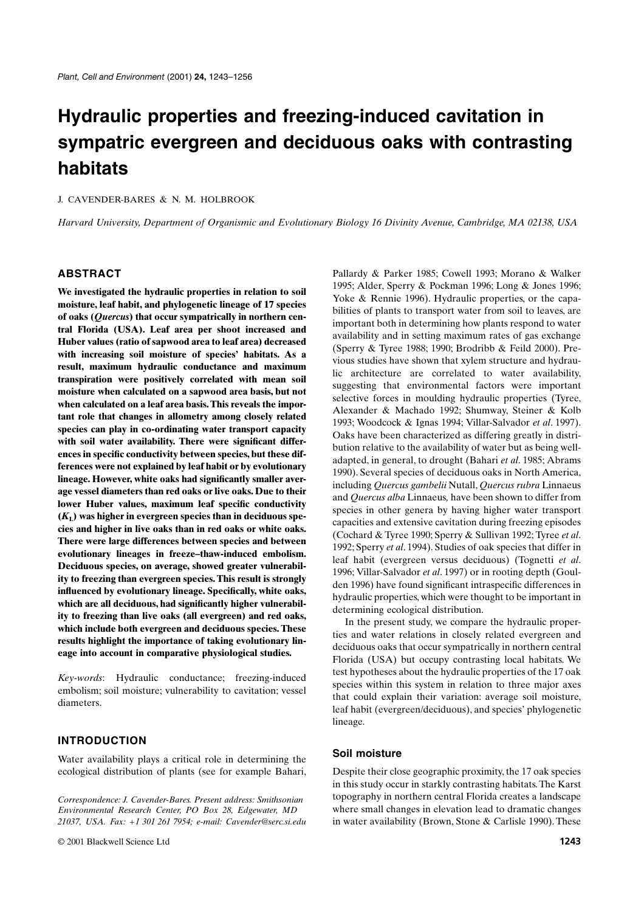# Hydraulic properties and freezing-induced cavitation in sympatric evergreen and deciduous oaks with contrasting habitats

J. CAVENDER-BARES & N. M. HOLBROOK

*Harvard University, Department of Organismic and Evolutionary Biology 16 Divinity Avenue, Cambridge, MA 02138, USA*

## ABSTRACT

**We investigated the hydraulic properties in relation to soil moisture, leaf habit, and phylogenetic lineage of 17 species of oaks (*Quercus*) that occur sympatrically in northern central Florida (USA). Leaf area per shoot increased and Huber values (ratio of sapwood area to leaf area) decreased with increasing soil moisture of species' habitats. As a result, maximum hydraulic conductance and maximum transpiration were positively correlated with mean soil moisture when calculated on a sapwood area basis, but not when calculated on a leaf area basis. This reveals the important role that changes in allometry among closely related species can play in co-ordinating water transport capacity with soil water availability. There were significant differences in specific conductivity between species, but these differences were not explained by leaf habit or by evolutionary lineage. However, white oaks had significantly smaller average vessel diameters than red oaks or live oaks. Due to their lower Huber values, maximum leaf specific conductivity ($K_L$) was higher in evergreen species than in deciduous species and higher in live oaks than in red oaks or white oaks. There were large differences between species and between evolutionary lineages in freeze–thaw-induced embolism. Deciduous species, on average, showed greater vulnerability to freezing than evergreen species. This result is strongly influenced by evolutionary lineage. Specifically, white oaks, which are all deciduous, had significantly higher vulnerability to freezing than live oaks (all evergreen) and red oaks, which include both evergreen and deciduous species. These results highlight the importance of taking evolutionary lineage into account in comparative physiological studies.**

*Key-words*: Hydraulic conductance; freezing-induced embolism; soil moisture; vulnerability to cavitation; vessel diameters.

## INTRODUCTION

Water availability plays a critical role in determining the ecological distribution of plants (see for example Bahari, Pallardy & Parker 1985; Cowell 1993; Morano & Walker 1995; Alder, Sperry & Pockman 1996; Long & Jones 1996; Yoke & Rennie 1996). Hydraulic properties, or the capabilities of plants to transport water from soil to leaves, are important both in determining how plants respond to water availability and in setting maximum rates of gas exchange (Sperry & Tyree 1988; 1990; Brodribb & Feild 2000). Previous studies have shown that xylem structure and hydraulic architecture are correlated to water availability, suggesting that environmental factors were important selective forces in moulding hydraulic properties (Tyree, Alexander & Machado 1992; Shumway, Steiner & Kolb 1993; Woodcock & Ignas 1994; Villar-Salvador *et al*. 1997). Oaks have been characterized as differing greatly in distribution relative to the availability of water but as being well-adapted, in general, to drought (Bahari *et al*. 1985; Abrams 1990). Several species of deciduous oaks in North America, including *Quercus gambelii* Nutall, *Quercus rubra* Linnaeus and *Quercus alba* Linnaeus, have been shown to differ from species in other genera by having higher water transport capacities and extensive cavitation during freezing episodes (Cochard & Tyree 1990; Sperry & Sullivan 1992; Tyree *et al*. 1992; Sperry *et al*. 1994). Studies of oak species that differ in leaf habit (evergreen versus deciduous) (Tognetti *et al*. 1996; Villar-Salvador *et al*. 1997) or in rooting depth (Goulden 1996) have found significant intraspecific differences in hydraulic properties, which were thought to be important in determining ecological distribution.

In the present study, we compare the hydraulic properties and water relations in closely related evergreen and deciduous oaks that occur sympatrically in northern central Florida (USA) but occupy contrasting local habitats. We test hypotheses about the hydraulic properties of the 17 oak species within this system in relation to three major axes that could explain their variation: average soil moisture, leaf habit (evergreen/deciduous), and species' phylogenetic lineage.

### Soil moisture

Despite their close geographic proximity, the 17 oak species in this study occur in starkly contrasting habitats. The Karst topography in northern central Florida creates a landscape where small changes in elevation lead to dramatic changes in water availability (Brown, Stone & Carlisle 1990). These

*Correspondence: J. Cavender-Bares. Present address: Smithsonian Environmental Research Center, PO Box 28, Edgewater, MD 21037, USA. Fax: +1 301 261 7954; e-mail: Cavender@serc.si.edu*

© 2001 Blackwell Science Ltd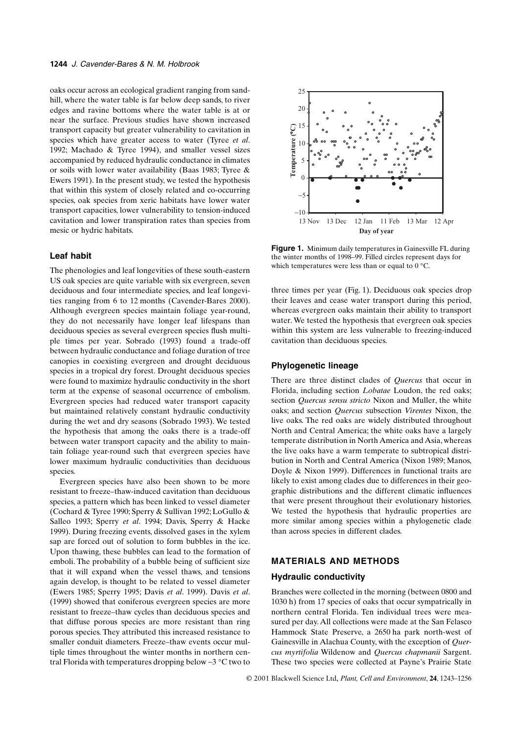oaks occur across an ecological gradient ranging from sandhill, where the water table is far below deep sands, to river edges and ravine bottoms where the water table is at or near the surface. Previous studies have shown increased transport capacity but greater vulnerability to cavitation in species which have greater access to water (Tyree *et al*. 1992; Machado & Tyree 1994), and smaller vessel sizes accompanied by reduced hydraulic conductance in climates or soils with lower water availability (Baas 1983; Tyree & Ewers 1991). In the present study, we tested the hypothesis that within this system of closely related and co-occurring species, oak species from xeric habitats have lower water transport capacities, lower vulnerability to tension-induced cavitation and lower transpiration rates than species from mesic or hydric habitats.

### Leaf habit

The phenologies and leaf longevities of these south-eastern US oak species are quite variable with six evergreen, seven deciduous and four intermediate species, and leaf longevities ranging from 6 to 12 months (Cavender-Bares 2000). Although evergreen species maintain foliage year-round, they do not necessarily have longer leaf lifespans than deciduous species as several evergreen species flush multiple times per year. Sobrado (1993) found a trade-off between hydraulic conductance and foliage duration of tree canopies in coexisting evergreen and drought deciduous species in a tropical dry forest. Drought deciduous species were found to maximize hydraulic conductivity in the short term at the expense of seasonal occurrence of embolism. Evergreen species had reduced water transport capacity but maintained relatively constant hydraulic conductivity during the wet and dry seasons (Sobrado 1993). We tested the hypothesis that among the oaks there is a trade-off between water transport capacity and the ability to maintain foliage year-round such that evergreen species have lower maximum hydraulic conductivities than deciduous species.

Evergreen species have also been shown to be more resistant to freeze–thaw-induced cavitation than deciduous species, a pattern which has been linked to vessel diameter (Cochard & Tyree 1990; Sperry & Sullivan 1992; LoGullo & Salleo 1993; Sperry *et al*. 1994; Davis, Sperry & Hacke 1999). During freezing events, dissolved gases in the xylem sap are forced out of solution to form bubbles in the ice. Upon thawing, these bubbles can lead to the formation of emboli. The probability of a bubble being of sufficient size that it will expand when the vessel thaws, and tensions again develop, is thought to be related to vessel diameter (Ewers 1985; Sperry 1995; Davis *et al*. 1999). Davis *et al*. (1999) showed that coniferous evergreen species are more resistant to freeze–thaw cycles than deciduous species and that diffuse porous species are more resistant than ring porous species. They attributed this increased resistance to smaller conduit diameters. Freeze–thaw events occur multiple times throughout the winter months in northern central Florida with temperatures dropping below –3 °C two to three times per year (Fig. 1). Deciduous oak species drop their leaves and cease water transport during this period, whereas evergreen oaks maintain their ability to transport water. We tested the hypothesis that evergreen oak species within this system are less vulnerable to freezing-induced cavitation than deciduous species.

**Figure 1.** Minimum daily temperatures in Gainesville FL during the winter months of 1998–99. Filled circles represent days for which temperatures were less than or equal to 0 °C.

### Phylogenetic lineage

There are three distinct clades of *Quercus* that occur in Florida, including section *Lobatae* Loudon, the red oaks; section *Quercus sensu stricto* Nixon and Muller, the white oaks; and section *Quercus* subsection *Virentes* Nixon, the live oaks. The red oaks are widely distributed throughout North and Central America; the white oaks have a largely temperate distribution in North America and Asia, whereas the live oaks have a warm temperate to subtropical distribution in North and Central America (Nixon 1989; Manos, Doyle & Nixon 1999). Differences in functional traits are likely to exist among clades due to differences in their geographic distributions and the different climatic influences that were present throughout their evolutionary histories. We tested the hypothesis that hydraulic properties are more similar among species within a phylogenetic clade than across species in different clades.

## MATERIALS AND METHODS

### Hydraulic conductivity

Branches were collected in the morning (between 0800 and 1030 h) from 17 species of oaks that occur sympatrically in northern central Florida. Ten individual trees were measured per day. All collections were made at the San Felasco Hammock State Preserve, a 2650 ha park north-west of Gainesville in Alachua County, with the exception of *Quercus myrtifolia* Wildenow and *Quercus chapmanii* Sargent. These two species were collected at Payne's Prairie State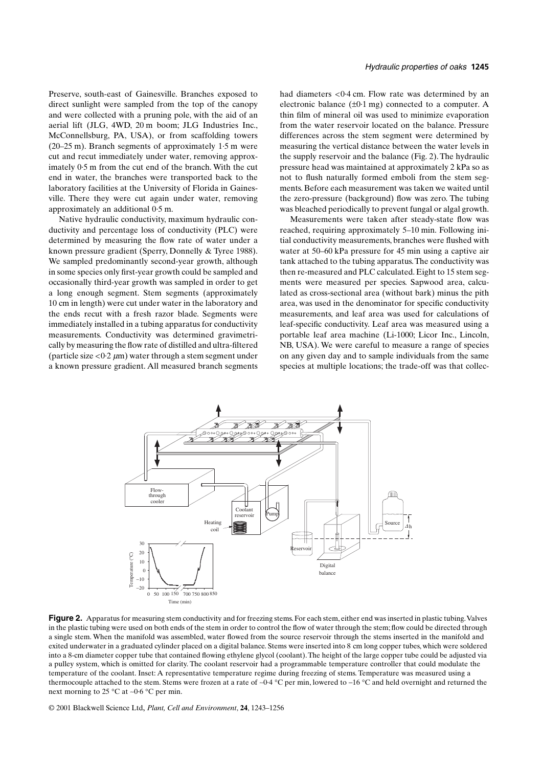Preserve, south-east of Gainesville. Branches exposed to direct sunlight were sampled from the top of the canopy and were collected with a pruning pole, with the aid of an aerial lift (JLG, 4WD, 20 m boom; JLG Industries Inc., McConnellsburg, PA, USA), or from scaffolding towers (20–25 m). Branch segments of approximately 1·5 m were cut and recut immediately under water, removing approximately 0·5 m from the cut end of the branch. With the cut end in water, the branches were transported back to the laboratory facilities at the University of Florida in Gainesville. There they were cut again under water, removing approximately an additional 0·5 m.

Native hydraulic conductivity, maximum hydraulic conductivity and percentage loss of conductivity (PLC) were determined by measuring the flow rate of water under a known pressure gradient (Sperry, Donnelly & Tyree 1988). We sampled predominantly second-year growth, although in some species only first-year growth could be sampled and occasionally third-year growth was sampled in order to get a long enough segment. Stem segments (approximately 10 cm in length) were cut under water in the laboratory and the ends recut with a fresh razor blade. Segments were immediately installed in a tubing apparatus for conductivity measurements. Conductivity was determined gravimetrically by measuring the flow rate of distilled and ultra-filtered (particle size <0·2 $\mu$m) water through a stem segment under a known pressure gradient. All measured branch segments had diameters <0·4 cm. Flow rate was determined by an electronic balance (±0·1 mg) connected to a computer. A thin film of mineral oil was used to minimize evaporation from the water reservoir located on the balance. Pressure differences across the stem segment were determined by measuring the vertical distance between the water levels in the supply reservoir and the balance (Fig. 2). The hydraulic pressure head was maintained at approximately 2 kPa so as not to flush naturally formed emboli from the stem segments. Before each measurement was taken we waited until the zero-pressure (background) flow was zero. The tubing was bleached periodically to prevent fungal or algal growth.

Measurements were taken after steady-state flow was reached, requiring approximately 5–10 min. Following initial conductivity measurements, branches were flushed with water at 50–60 kPa pressure for 45 min using a captive air tank attached to the tubing apparatus. The conductivity was then re-measured and PLC calculated. Eight to 15 stem segments were measured per species. Sapwood area, calculated as cross-sectional area (without bark) minus the pith area, was used in the denominator for specific conductivity measurements, and leaf area was used for calculations of leaf-specific conductivity. Leaf area was measured using a portable leaf area machine (Li-1000; Licor Inc., Lincoln, NB, USA). We were careful to measure a range of species on any given day and to sample individuals from the same species at multiple locations; the trade-off was that collec-

**Figure 2.** Apparatus for measuring stem conductivity and for freezing stems. For each stem, either end was inserted in plastic tubing. Valves in the plastic tubing were used on both ends of the stem in order to control the flow of water through the stem; flow could be directed through a single stem. When the manifold was assembled, water flowed from the source reservoir through the stems inserted in the manifold and exited underwater in a graduated cylinder placed on a digital balance. Stems were inserted into 8 cm long copper tubes, which were soldered into a 8-cm diameter copper tube that contained flowing ethylene glycol (coolant). The height of the large copper tube could be adjusted via a pulley system, which is omitted for clarity. The coolant reservoir had a programmable temperature controller that could modulate the temperature of the coolant. Inset: A representative temperature regime during freezing of stems. Temperature was measured using a thermocouple attached to the stem. Stems were frozen at a rate of –0·4 °C per min, lowered to –16 °C and held overnight and returned the next morning to 25 °C at –0·6 °C per min.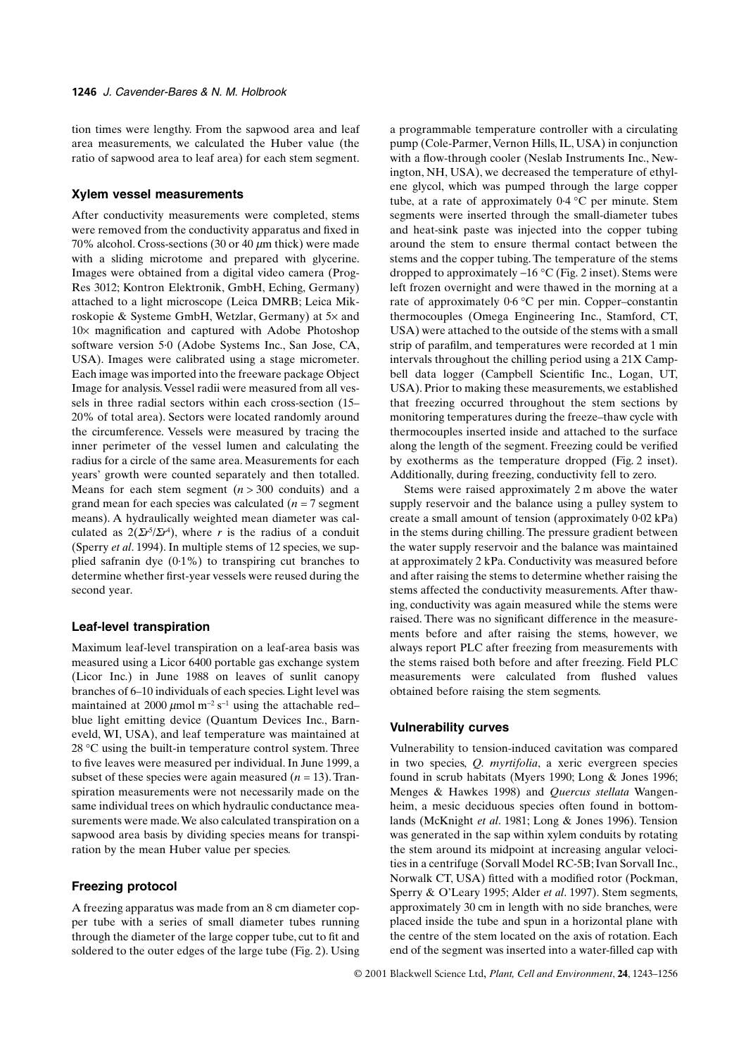tion times were lengthy. From the sapwood area and leaf area measurements, we calculated the Huber value (the ratio of sapwood area to leaf area) for each stem segment.

### Xylem vessel measurements

After conductivity measurements were completed, stems were removed from the conductivity apparatus and fixed in 70% alcohol. Cross-sections (30 or 40 $\mu$m thick) were made with a sliding microtome and prepared with glycerine. Images were obtained from a digital video camera (ProgRes 3012; Kontron Elektronik, GmbH, Eching, Germany) attached to a light microscope (Leica DMRB; Leica Mikroskopie & Systeme GmbH, Wetzlar, Germany) at 5× and 10× magnification and captured with Adobe Photoshop software version 5·0 (Adobe Systems Inc., San Jose, CA, USA). Images were calibrated using a stage micrometer. Each image was imported into the freeware package Object Image for analysis. Vessel radii were measured from all vessels in three radial sectors within each cross-section (15–20% of total area). Sectors were located randomly around the circumference. Vessels were measured by tracing the inner perimeter of the vessel lumen and calculating the radius for a circle of the same area. Measurements for each years' growth were counted separately and then totalled. Means for each stem segment ($n > 300$ conduits) and a grand mean for each species was calculated ($n = 7$ segment means). A hydraulically weighted mean diameter was calculated as $2(\Sigma r^5/\Sigma r^4)$, where $r$ is the radius of a conduit (Sperry *et al*. 1994). In multiple stems of 12 species, we supplied safranin dye (0·1%) to transpiring cut branches to determine whether first-year vessels were reused during the second year.

### Leaf-level transpiration

Maximum leaf-level transpiration on a leaf-area basis was measured using a Licor 6400 portable gas exchange system (Licor Inc.) in June 1988 on leaves of sunlit canopy branches of 6–10 individuals of each species. Light level was maintained at 2000 $\mu$mol m$^{-2}$ s$^{-1}$ using the attachable red–blue light emitting device (Quantum Devices Inc., Barneveld, WI, USA), and leaf temperature was maintained at 28 °C using the built-in temperature control system. Three to five leaves were measured per individual. In June 1999, a subset of these species were again measured ($n = 13$). Transpiration measurements were not necessarily made on the same individual trees on which hydraulic conductance measurements were made. We also calculated transpiration on a sapwood area basis by dividing species means for transpiration by the mean Huber value per species.

### Freezing protocol

A freezing apparatus was made from an 8 cm diameter copper tube with a series of small diameter tubes running through the diameter of the large copper tube, cut to fit and soldered to the outer edges of the large tube (Fig. 2). Using a programmable temperature controller with a circulating pump (Cole-Parmer, Vernon Hills, IL, USA) in conjunction with a flow-through cooler (Neslab Instruments Inc., Newington, NH, USA), we decreased the temperature of ethylene glycol, which was pumped through the large copper tube, at a rate of approximately 0·4 °C per minute. Stem segments were inserted through the small-diameter tubes and heat-sink paste was injected into the copper tubing around the stem to ensure thermal contact between the stems and the copper tubing. The temperature of the stems dropped to approximately –16 °C (Fig. 2 inset). Stems were left frozen overnight and were thawed in the morning at a rate of approximately 0·6 °C per min. Copper–constantin thermocouples (Omega Engineering Inc., Stamford, CT, USA) were attached to the outside of the stems with a small strip of parafilm, and temperatures were recorded at 1 min intervals throughout the chilling period using a 21X Campbell data logger (Campbell Scientific Inc., Logan, UT, USA). Prior to making these measurements, we established that freezing occurred throughout the stem sections by monitoring temperatures during the freeze–thaw cycle with thermocouples inserted inside and attached to the surface along the length of the segment. Freezing could be verified by exotherms as the temperature dropped (Fig. 2 inset). Additionally, during freezing, conductivity fell to zero.

Stems were raised approximately 2 m above the water supply reservoir and the balance using a pulley system to create a small amount of tension (approximately 0·02 kPa) in the stems during chilling. The pressure gradient between the water supply reservoir and the balance was maintained at approximately 2 kPa. Conductivity was measured before and after raising the stems to determine whether raising the stems affected the conductivity measurements. After thawing, conductivity was again measured while the stems were raised. There was no significant difference in the measurements before and after raising the stems, however, we always report PLC after freezing from measurements with the stems raised both before and after freezing. Field PLC measurements were calculated from flushed values obtained before raising the stem segments.

### Vulnerability curves

Vulnerability to tension-induced cavitation was compared in two species, *Q. myrtifolia*, a xeric evergreen species found in scrub habitats (Myers 1990; Long & Jones 1996; Menges & Hawkes 1998) and *Quercus stellata* Wangenheim, a mesic deciduous species often found in bottomlands (McKnight *et al*. 1981; Long & Jones 1996). Tension was generated in the sap within xylem conduits by rotating the stem around its midpoint at increasing angular velocities in a centrifuge (Sorvall Model RC-5B; Ivan Sorvall Inc., Norwalk CT, USA) fitted with a modified rotor (Pockman, Sperry & O'Leary 1995; Alder *et al*. 1997). Stem segments, approximately 30 cm in length with no side branches, were placed inside the tube and spun in a horizontal plane with the centre of the stem located on the axis of rotation. Each end of the segment was inserted into a water-filled cap with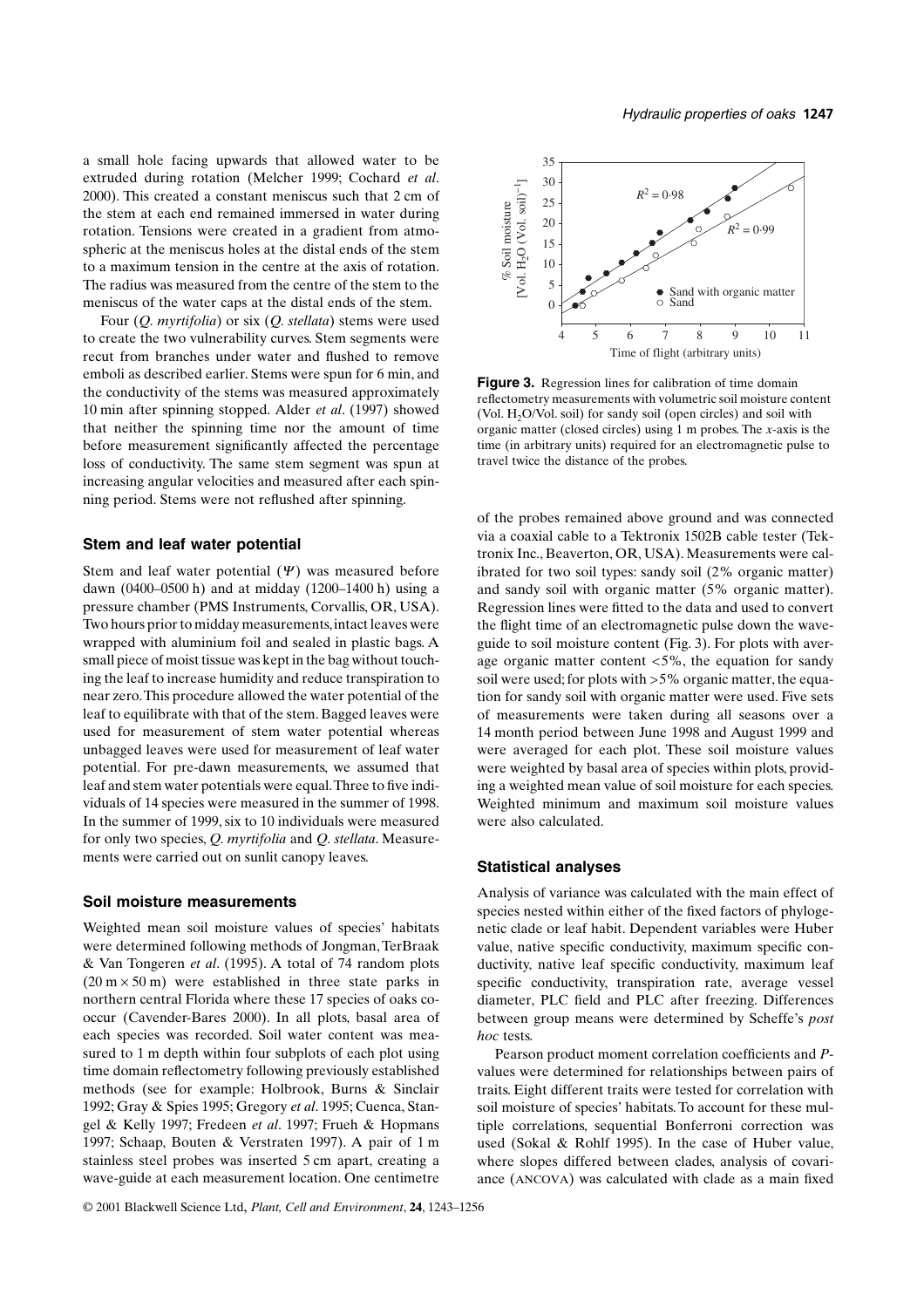a small hole facing upwards that allowed water to be extruded during rotation (Melcher 1999; Cochard *et al*. 2000). This created a constant meniscus such that 2 cm of the stem at each end remained immersed in water during rotation. Tensions were created in a gradient from atmospheric at the meniscus holes at the distal ends of the stem to a maximum tension in the centre at the axis of rotation. The radius was measured from the centre of the stem to the meniscus of the water caps at the distal ends of the stem.

Four (*Q. myrtifolia*) or six (*Q. stellata*) stems were used to create the two vulnerability curves. Stem segments were recut from branches under water and flushed to remove emboli as described earlier. Stems were spun for 6 min, and the conductivity of the stems was measured approximately 10 min after spinning stopped. Alder *et al*. (1997) showed that neither the spinning time nor the amount of time before measurement significantly affected the percentage loss of conductivity. The same stem segment was spun at increasing angular velocities and measured after each spinning period. Stems were not reflushed after spinning.

### Stem and leaf water potential

Stem and leaf water potential ($\Psi$) was measured before dawn (0400–0500 h) and at midday (1200–1400 h) using a pressure chamber (PMS Instruments, Corvallis, OR, USA). Two hours prior to midday measurements, intact leaves were wrapped with aluminium foil and sealed in plastic bags. A small piece of moist tissue was kept in the bag without touching the leaf to increase humidity and reduce transpiration to near zero. This procedure allowed the water potential of the leaf to equilibrate with that of the stem. Bagged leaves were used for measurement of stem water potential whereas unbagged leaves were used for measurement of leaf water potential. For pre-dawn measurements, we assumed that leaf and stem water potentials were equal. Three to five individuals of 14 species were measured in the summer of 1998. In the summer of 1999, six to 10 individuals were measured for only two species, *Q. myrtifolia* and *Q. stellata*. Measurements were carried out on sunlit canopy leaves.

### Soil moisture measurements

Weighted mean soil moisture values of species' habitats were determined following methods of Jongman, TerBraak & Van Tongeren *et al*. (1995). A total of 74 random plots (20 m × 50 m) were established in three state parks in northern central Florida where these 17 species of oaks cooccur (Cavender-Bares 2000). In all plots, basal area of each species was recorded. Soil water content was measured to 1 m depth within four subplots of each plot using time domain reflectometry following previously established methods (see for example: Holbrook, Burns & Sinclair 1992; Gray & Spies 1995; Gregory *et al*. 1995; Cuenca, Stangel & Kelly 1997; Fredeen *et al*. 1997; Frueh & Hopmans 1997; Schaap, Bouten & Verstraten 1997). A pair of 1 m stainless steel probes was inserted 5 cm apart, creating a wave-guide at each measurement location. One centimetre of the probes remained above ground and was connected via a coaxial cable to a Tektronix 1502B cable tester (Tektronix Inc., Beaverton, OR, USA). Measurements were calibrated for two soil types: sandy soil (2% organic matter) and sandy soil with organic matter (5% organic matter). Regression lines were fitted to the data and used to convert the flight time of an electromagnetic pulse down the waveguide to soil moisture content (Fig. 3). For plots with average organic matter content <5%, the equation for sandy soil were used; for plots with >5% organic matter, the equation for sandy soil with organic matter were used. Five sets of measurements were taken during all seasons over a 14 month period between June 1998 and August 1999 and were averaged for each plot. These soil moisture values were weighted by basal area of species within plots, providing a weighted mean value of soil moisture for each species. Weighted minimum and maximum soil moisture values were also calculated.

**Figure 3.** Regression lines for calibration of time domain reflectometry measurements with volumetric soil moisture content (Vol. $H_2O$/Vol. soil) for sandy soil (open circles) and soil with organic matter (closed circles) using 1 m probes. The *x*-axis is the time (in arbitrary units) required for an electromagnetic pulse to travel twice the distance of the probes.

### Statistical analyses

Analysis of variance was calculated with the main effect of species nested within either of the fixed factors of phylogenetic clade or leaf habit. Dependent variables were Huber value, native specific conductivity, maximum specific conductivity, native leaf specific conductivity, maximum leaf specific conductivity, transpiration rate, average vessel diameter, PLC field and PLC after freezing. Differences between group means were determined by Scheffe's *post hoc* tests.

Pearson product moment correlation coefficients and *P*-values were determined for relationships between pairs of traits. Eight different traits were tested for correlation with soil moisture of species' habitats. To account for these multiple correlations, sequential Bonferroni correction was used (Sokal & Rohlf 1995). In the case of Huber value, where slopes differed between clades, analysis of covariance (ANCOVA) was calculated with clade as a main fixed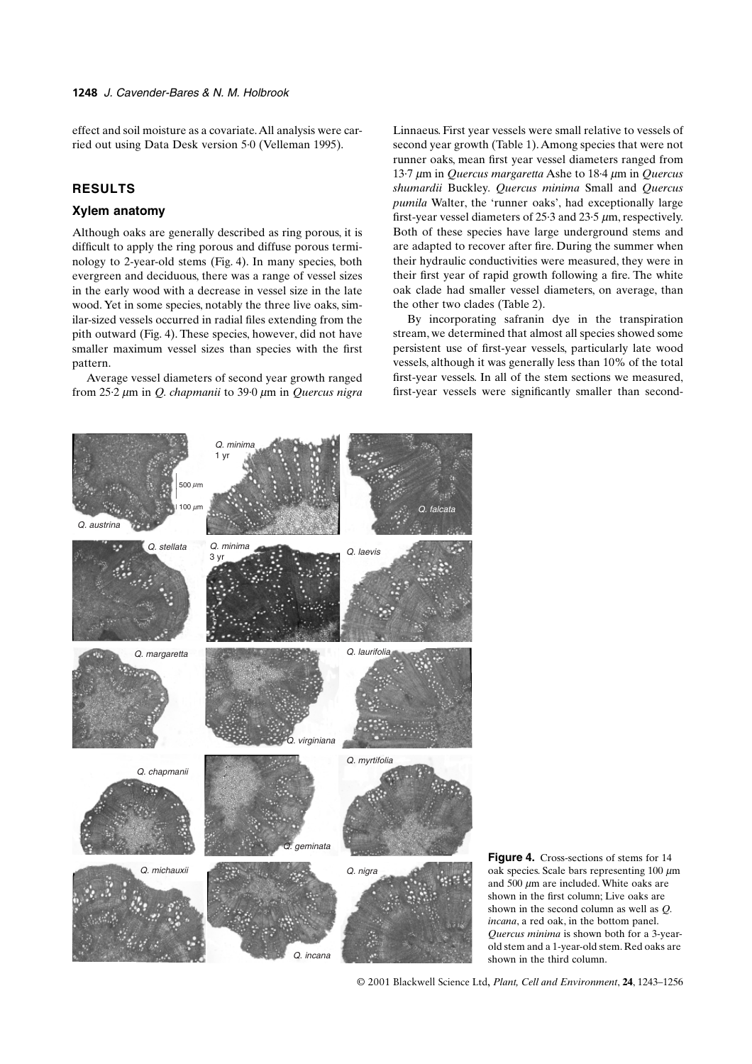effect and soil moisture as a covariate. All analysis were carried out using Data Desk version 5·0 (Velleman 1995).

## RESULTS

### Xylem anatomy

Although oaks are generally described as ring porous, it is difficult to apply the ring porous and diffuse porous terminology to 2-year-old stems (Fig. 4). In many species, both evergreen and deciduous, there was a range of vessel sizes in the early wood with a decrease in vessel size in the late wood. Yet in some species, notably the three live oaks, similar-sized vessels occurred in radial files extending from the pith outward (Fig. 4). These species, however, did not have smaller maximum vessel sizes than species with the first pattern.

Average vessel diameters of second year growth ranged from 25·2 μm in *Q. chapmanii* to 39·0 μm in *Quercus nigra* Linnaeus. First year vessels were small relative to vessels of second year growth (Table 1). Among species that were not runner oaks, mean first year vessel diameters ranged from 13·7 μm in *Quercus margaretta* Ashe to 18·4 μm in *Quercus shumardii* Buckley. *Quercus minima* Small and *Quercus pumila* Walter, the 'runner oaks', had exceptionally large first-year vessel diameters of 25·3 and 23·5 μm, respectively. Both of these species have large underground stems and are adapted to recover after fire. During the summer when their hydraulic conductivities were measured, they were in their first year of rapid growth following a fire. The white oak clade had smaller vessel diameters, on average, than the other two clades (Table 2).

By incorporating safranin dye in the transpiration stream, we determined that almost all species showed some persistent use of first-year vessels, particularly late wood vessels, although it was generally less than 10% of the total first-year vessels. In all of the stem sections we measured, first-year vessels were significantly smaller than second-

**Figure 4.** Cross-sections of stems for 14 oak species. Scale bars representing 100 μm and 500 μm are included. White oaks are shown in the first column; Live oaks are shown in the second column as well as *Q. incana*, a red oak, in the bottom panel. *Quercus minima* is shown both for a 3-year-old stem and a 1-year-old stem. Red oaks are shown in the third column.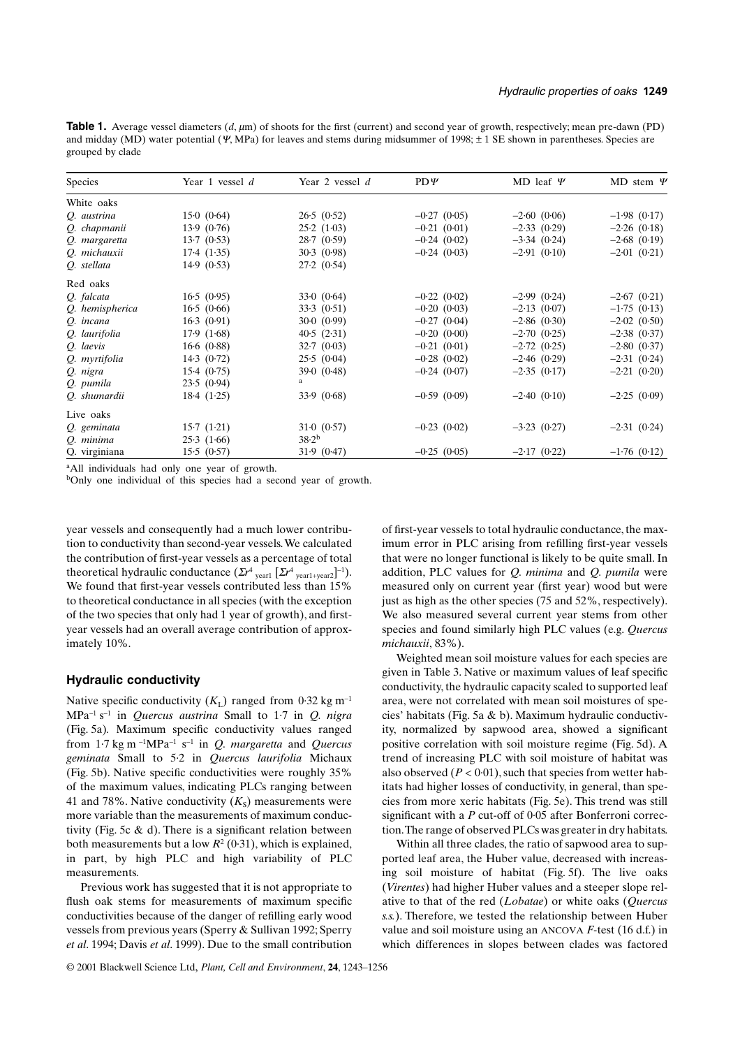**Table 1.** Average vessel diameters ($d$, μm) of shoots for the first (current) and second year of growth, respectively; mean pre-dawn (PD) and midday (MD) water potential ($\Psi$, MPa) for leaves and stems during midsummer of 1998; ± 1 SE shown in parentheses. Species are grouped by clade

| Species | Year 1 vessel $d$ | Year 2 vessel $d$ | PD $\Psi$ | MD leaf $\Psi$ | MD stem $\Psi$ |
|---|---|---|---|---|---|
| White oaks | | | | | |
| *Q. austrina* | 15·0 (0·64) | 26·5 (0·52) | −0·27 (0·05) | −2·60 (0·06) | −1·98 (0·17) |
| *Q. chapmanii* | 13·9 (0·76) | 25·2 (1·03) | −0·21 (0·01) | −2·33 (0·29) | −2·26 (0·18) |
| *Q. margaretta* | 13·7 (0·53) | 28·7 (0·59) | −0·24 (0·02) | −3·34 (0·24) | −2·68 (0·19) |
| *Q. michauxii* | 17·4 (1·35) | 30·3 (0·98) | −0·24 (0·03) | −2·91 (0·10) | −2·01 (0·21) |
| *Q. stellata* | 14·9 (0·53) | 27·2 (0·54) | | | |
| Red oaks | | | | | |
| *Q. falcata* | 16·5 (0·95) | 33·0 (0·64) | −0·22 (0·02) | −2·99 (0·24) | −2·67 (0·21) |
| *Q. hemispherica* | 16·5 (0·66) | 33·3 (0·51) | −0·20 (0·03) | −2·13 (0·07) | −1·75 (0·13) |
| *Q. incana* | 16·3 (0·91) | 30·0 (0·99) | −0·27 (0·04) | −2·86 (0·30) | −2·02 (0·50) |
| *Q. laurifolia* | 17·9 (1·68) | 40·5 (2·31) | −0·20 (0·00) | −2·70 (0·25) | −2·38 (0·37) |
| *Q. laevis* | 16·6 (0·88) | 32·7 (0·03) | −0·21 (0·01) | −2·72 (0·25) | −2·80 (0·37) |
| *Q. myrtifolia* | 14·3 (0·72) | 25·5 (0·04) | −0·28 (0·02) | −2·46 (0·29) | −2·31 (0·24) |
| *Q. nigra* | 15·4 (0·75) | 39·0 (0·48) | −0·24 (0·07) | −2·35 (0·17) | −2·21 (0·20) |
| *Q. pumila* | 23·5 (0·94) | [a] | | | |
| *Q. shumardii* | 18·4 (1·25) | 33·9 (0·68) | −0·59 (0·09) | −2·40 (0·10) | −2·25 (0·09) |
| Live oaks | | | | | |
| *Q. geminata* | 15·7 (1·21) | 31·0 (0·57) | −0·23 (0·02) | −3·23 (0·27) | −2·31 (0·24) |
| *Q. minima* | 25·3 (1·66) | 38·2[b] | | | |
| Q. virginiana | 15·5 (0·57) | 31·9 (0·47) | −0·25 (0·05) | −2·17 (0·22) | −1·76 (0·12) |

[a]All individuals had only one year of growth.
[b]Only one individual of this species had a second year of growth.

year vessels and consequently had a much lower contribution to conductivity than second-year vessels. We calculated the contribution of first-year vessels as a percentage of total theoretical hydraulic conductance ($\Sigma r^4_{\text{year1}}\,[\Sigma r^4_{\text{year1+year2}}]^{-1}$). We found that first-year vessels contributed less than 15% to theoretical conductance in all species (with the exception of the two species that only had 1 year of growth), and first-year vessels had an overall average contribution of approximately 10%.

## Hydraulic conductivity

Native specific conductivity ($K_L$) ranged from 0·32 kg m$^{-1}$ MPa$^{-1}$ s$^{-1}$ in *Quercus austrina* Small to 1·7 in *Q. nigra* (Fig. 5a). Maximum specific conductivity values ranged from 1·7 kg m$^{-1}$MPa$^{-1}$ s$^{-1}$ in *Q. margaretta* and *Quercus geminata* Small to 5·2 in *Quercus laurifolia* Michaux (Fig. 5b). Native specific conductivities were roughly 35% of the maximum values, indicating PLCs ranging between 41 and 78%. Native conductivity ($K_S$) measurements were more variable than the measurements of maximum conductivity (Fig. 5c & d). There is a significant relation between both measurements but a low $R^2$ (0·31), which is explained, in part, by high PLC and high variability of PLC measurements.

Previous work has suggested that it is not appropriate to flush oak stems for measurements of maximum specific conductivities because of the danger of refilling early wood vessels from previous years (Sperry & Sullivan 1992; Sperry *et al*. 1994; Davis *et al*. 1999). Due to the small contribution of first-year vessels to total hydraulic conductance, the maximum error in PLC arising from refilling first-year vessels that were no longer functional is likely to be quite small. In addition, PLC values for *Q. minima* and *Q. pumila* were measured only on current year (first year) wood but were just as high as the other species (75 and 52%, respectively). We also measured several current year stems from other species and found similarly high PLC values (e.g. *Quercus michauxii*, 83%).

Weighted mean soil moisture values for each species are given in Table 3. Native or maximum values of leaf specific conductivity, the hydraulic capacity scaled to supported leaf area, were not correlated with mean soil moistures of species' habitats (Fig. 5a & b). Maximum hydraulic conductivity, normalized by sapwood area, showed a significant positive correlation with soil moisture regime (Fig. 5d). A trend of increasing PLC with soil moisture of habitat was also observed ($P < 0·01$), such that species from wetter habitats had higher losses of conductivity, in general, than species from more xeric habitats (Fig. 5e). This trend was still significant with a $P$ cut-off of 0·05 after Bonferroni correction. The range of observed PLCs was greater in dry habitats.

Within all three clades, the ratio of sapwood area to supported leaf area, the Huber value, decreased with increasing soil moisture of habitat (Fig. 5f). The live oaks (*Virentes*) had higher Huber values and a steeper slope relative to that of the red (*Lobatae*) or white oaks (*Quercus s.s.*). Therefore, we tested the relationship between Huber value and soil moisture using an ANCOVA $F$-test (16 d.f.) in which differences in slopes between clades was factored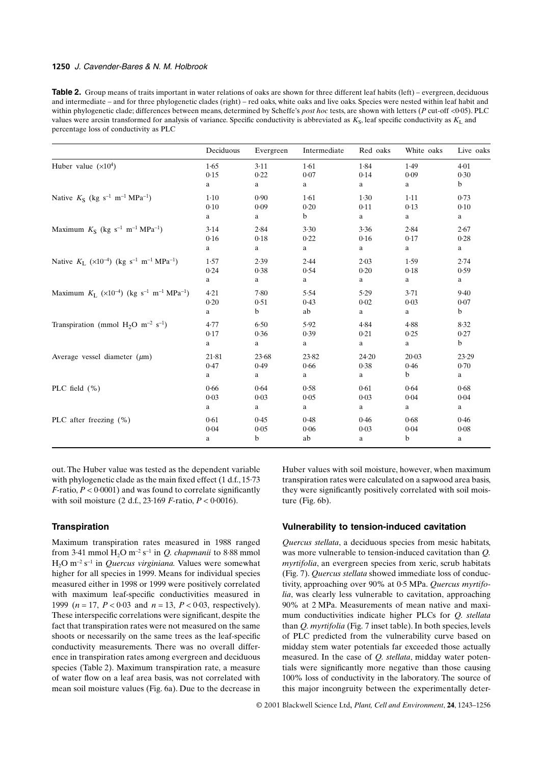**Table 2.** Group means of traits important in water relations of oaks are shown for three different leaf habits (left) – evergreen, deciduous and intermediate – and for three phylogenetic clades (right) – red oaks, white oaks and live oaks. Species were nested within leaf habit and within phylogenetic clade; differences between means, determined by Scheffe's *post hoc* tests, are shown with letters (*P* cut-off <0·05). PLC values were arcsin transformed for analysis of variance. Specific conductivity is abbreviated as $K_S$, leaf specific conductivity as $K_L$ and percentage loss of conductivity as PLC

| | Deciduous | Evergreen | Intermediate | Red oaks | White oaks | Live oaks |
|---|---|---|---|---|---|---|
| Huber value ($\times 10^4$) | 1·65 | 3·11 | 1·61 | 1·84 | 1·49 | 4·01 |
| | 0·15 | 0·22 | 0·07 | 0·14 | 0·09 | 0·30 |
| | a | a | a | a | a | b |
| Native $K_S$ (kg s$^{-1}$ m$^{-1}$ MPa$^{-1}$) | 1·10 | 0·90 | 1·61 | 1·30 | 1·11 | 0·73 |
| | 0·10 | 0·09 | 0·20 | 0·11 | 0·13 | 0·10 |
| | a | a | b | a | a | a |
| Maximum $K_S$ (kg s$^{-1}$ m$^{-1}$ MPa$^{-1}$) | 3·14 | 2·84 | 3·30 | 3·36 | 2·84 | 2·67 |
| | 0·16 | 0·18 | 0·22 | 0·16 | 0·17 | 0·28 |
| | a | a | a | a | a | a |
| Native $K_L$ ($\times 10^{-4}$) (kg s$^{-1}$ m$^{-1}$ MPa$^{-1}$) | 1·57 | 2·39 | 2·44 | 2·03 | 1·59 | 2·74 |
| | 0·24 | 0·38 | 0·54 | 0·20 | 0·18 | 0·59 |
| | a | a | a | a | a | a |
| Maximum $K_L$ ($\times 10^{-4}$) (kg s$^{-1}$ m$^{-1}$ MPa$^{-1}$) | 4·21 | 7·80 | 5·54 | 5·29 | 3·71 | 9·40 |
| | 0·20 | 0·51 | 0·43 | 0·02 | 0·03 | 0·07 |
| | a | b | ab | a | a | b |
| Transpiration (mmol $H_2O$ m$^{-2}$ s$^{-1}$) | 4·77 | 6·50 | 5·92 | 4·84 | 4·88 | 8·32 |
| | 0·17 | 0·36 | 0·39 | 0·21 | 0·25 | 0·27 |
| | a | a | a | a | a | b |
| Average vessel diameter ($\mu$m) | 21·81 | 23·68 | 23·82 | 24·20 | 20·03 | 23·29 |
| | 0·47 | 0·49 | 0·66 | 0·38 | 0·46 | 0·70 |
| | a | a | a | a | b | a |
| PLC field (%) | 0·66 | 0·64 | 0·58 | 0·61 | 0·64 | 0·68 |
| | 0·03 | 0·03 | 0·05 | 0·03 | 0·04 | 0·04 |
| | a | a | a | a | a | a |
| PLC after freezing (%) | 0·61 | 0·45 | 0·48 | 0·46 | 0·68 | 0·46 |
| | 0·04 | 0·05 | 0·06 | 0·03 | 0·04 | 0·08 |
| | a | b | ab | a | b | a |

out. The Huber value was tested as the dependent variable with phylogenetic clade as the main fixed effect (1 d.f., 15·73 *F*-ratio, $P < 0·0001$) and was found to correlate significantly with soil moisture (2 d.f., 23·169 *F*-ratio, $P < 0·0016$).

## Transpiration

Maximum transpiration rates measured in 1988 ranged from 3·41 mmol $H_2O$ m$^{-2}$ s$^{-1}$ in *Q. chapmanii* to 8·88 mmol $H_2O$ m$^{-2}$ s$^{-1}$ in *Quercus virginiana.* Values were somewhat higher for all species in 1999. Means for individual species measured either in 1998 or 1999 were positively correlated with maximum leaf-specific conductivities measured in 1999 ($n = 17$, $P < 0·03$ and $n = 13$, $P < 0·03$, respectively). These interspecific correlations were significant, despite the fact that transpiration rates were not measured on the same shoots or necessarily on the same trees as the leaf-specific conductivity measurements. There was no overall difference in transpiration rates among evergreen and deciduous species (Table 2). Maximum transpiration rate, a measure of water flow on a leaf area basis, was not correlated with mean soil moisture values (Fig. 6a). Due to the decrease in Huber values with soil moisture, however, when maximum transpiration rates were calculated on a sapwood area basis, they were significantly positively correlated with soil moisture (Fig. 6b).

## Vulnerability to tension-induced cavitation

*Quercus stellata*, a deciduous species from mesic habitats, was more vulnerable to tension-induced cavitation than *Q. myrtifolia*, an evergreen species from xeric, scrub habitats (Fig. 7). *Quercus stellata* showed immediate loss of conductivity, approaching over 90% at 0·5 MPa. *Quercus myrtifolia*, was clearly less vulnerable to cavitation, approaching 90% at 2 MPa. Measurements of mean native and maximum conductivities indicate higher PLCs for *Q. stellata* than *Q. myrtifolia* (Fig. 7 inset table). In both species, levels of PLC predicted from the vulnerability curve based on midday stem water potentials far exceeded those actually measured. In the case of *Q. stellata*, midday water potentials were significantly more negative than those causing 100% loss of conductivity in the laboratory. The source of this major incongruity between the experimentally deter-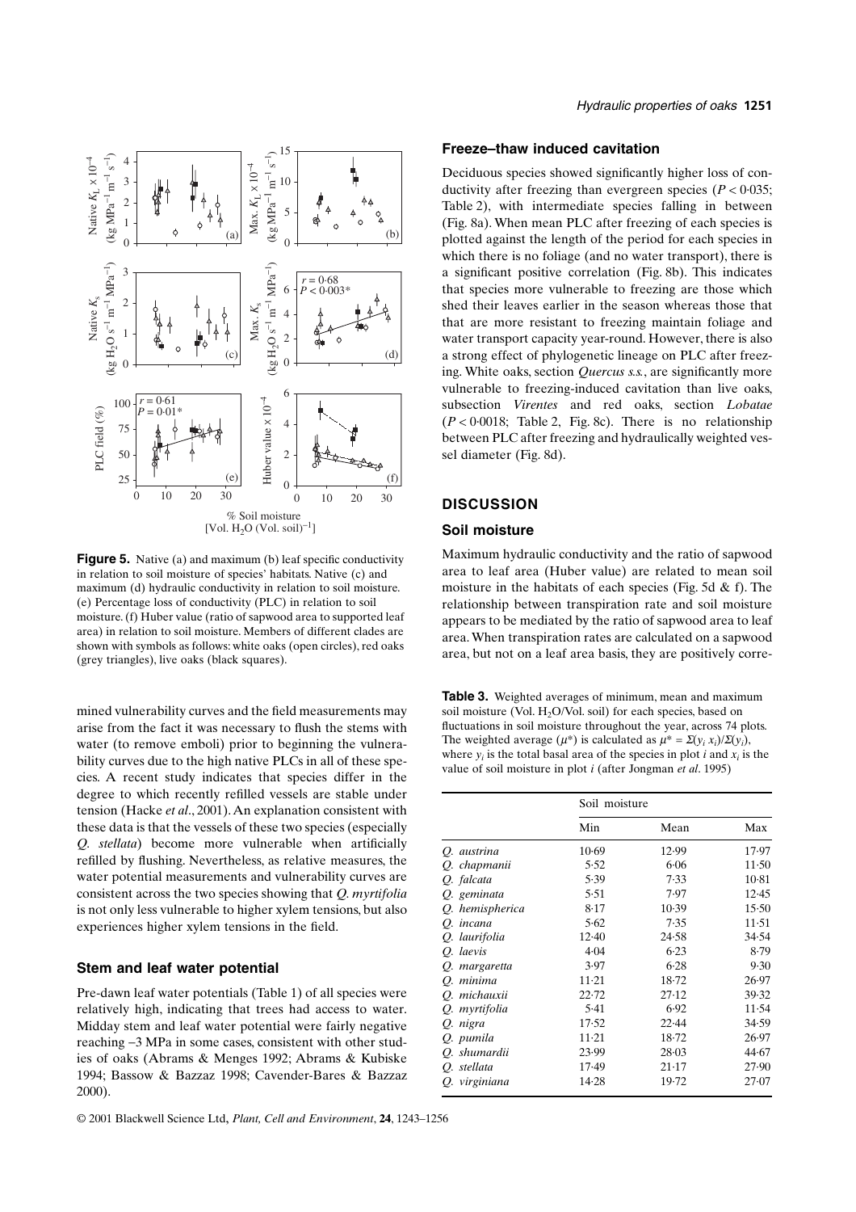**Figure 5.** Native (a) and maximum (b) leaf specific conductivity in relation to soil moisture of species' habitats. Native (c) and maximum (d) hydraulic conductivity in relation to soil moisture. (e) Percentage loss of conductivity (PLC) in relation to soil moisture. (f) Huber value (ratio of sapwood area to supported leaf area) in relation to soil moisture. Members of different clades are shown with symbols as follows: white oaks (open circles), red oaks (grey triangles), live oaks (black squares).

mined vulnerability curves and the field measurements may arise from the fact it was necessary to flush the stems with water (to remove emboli) prior to beginning the vulnerability curves due to the high native PLCs in all of these species. A recent study indicates that species differ in the degree to which recently refilled vessels are stable under tension (Hacke *et al.*, 2001). An explanation consistent with these data is that the vessels of these two species (especially *Q. stellata*) become more vulnerable when artificially refilled by flushing. Nevertheless, as relative measures, the water potential measurements and vulnerability curves are consistent across the two species showing that *Q. myrtifolia* is not only less vulnerable to higher xylem tensions, but also experiences higher xylem tensions in the field.

### Stem and leaf water potential

Pre-dawn leaf water potentials (Table 1) of all species were relatively high, indicating that trees had access to water. Midday stem and leaf water potential were fairly negative reaching −3 MPa in some cases, consistent with other studies of oaks (Abrams & Menges 1992; Abrams & Kubiske 1994; Bassow & Bazzaz 1998; Cavender-Bares & Bazzaz 2000).

### Freeze–thaw induced cavitation

Deciduous species showed significantly higher loss of conductivity after freezing than evergreen species ($P < 0.035$; Table 2), with intermediate species falling in between (Fig. 8a). When mean PLC after freezing of each species is plotted against the length of the period for each species in which there is no foliage (and no water transport), there is a significant positive correlation (Fig. 8b). This indicates that species more vulnerable to freezing are those which shed their leaves earlier in the season whereas those that that are more resistant to freezing maintain foliage and water transport capacity year-round. However, there is also a strong effect of phylogenetic lineage on PLC after freezing. White oaks, section *Quercus s.s.*, are significantly more vulnerable to freezing-induced cavitation than live oaks, subsection *Virentes* and red oaks, section *Lobatae* ($P < 0.0018$; Table 2, Fig. 8c). There is no relationship between PLC after freezing and hydraulically weighted vessel diameter (Fig. 8d).

## DISCUSSION

### Soil moisture

Maximum hydraulic conductivity and the ratio of sapwood area to leaf area (Huber value) are related to mean soil moisture in the habitats of each species (Fig. 5d & f). The relationship between transpiration rate and soil moisture appears to be mediated by the ratio of sapwood area to leaf area. When transpiration rates are calculated on a sapwood area basis, but not on a leaf area basis, they are positively corre-

**Table 3.** Weighted averages of minimum, mean and maximum soil moisture (Vol. $H_2O$/Vol. soil) for each species, based on fluctuations in soil moisture throughout the year, across 74 plots. The weighted average ($\mu^*$) is calculated as $\mu^* = \Sigma(y_i x_i)/\Sigma(y_i)$, where $y_i$ is the total basal area of the species in plot $i$ and $x_i$ is the value of soil moisture in plot $i$ (after Jongman *et al.* 1995)

| | Soil moisture | | |
|---|---|---|---|
| | Min | Mean | Max |
| *Q. austrina* | 10·69 | 12·99 | 17·97 |
| *Q. chapmanii* | 5·52 | 6·06 | 11·50 |
| *Q. falcata* | 5·39 | 7·33 | 10·81 |
| *Q. geminata* | 5·51 | 7·97 | 12·45 |
| *Q. hemispherica* | 8·17 | 10·39 | 15·50 |
| *Q. incana* | 5·62 | 7·35 | 11·51 |
| *Q. laurifolia* | 12·40 | 24·58 | 34·54 |
| *Q. laevis* | 4·04 | 6·23 | 8·79 |
| *Q. margaretta* | 3·97 | 6·28 | 9·30 |
| *Q. minima* | 11·21 | 18·72 | 26·97 |
| *Q. michauxii* | 22·72 | 27·12 | 39·32 |
| *Q. myrtifolia* | 5·41 | 6·92 | 11·54 |
| *Q. nigra* | 17·52 | 22·44 | 34·59 |
| *Q. pumila* | 11·21 | 18·72 | 26·97 |
| *Q. shumardii* | 23·99 | 28·03 | 44·67 |
| *Q. stellata* | 17·49 | 21·17 | 27·90 |
| *Q. virginiana* | 14·28 | 19·72 | 27·07 |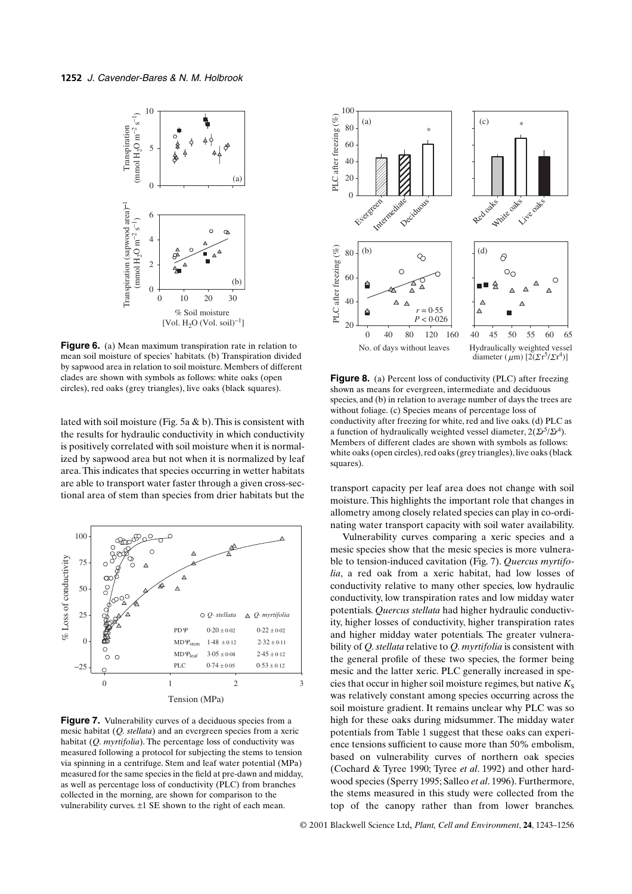**Figure 6.** (a) Mean maximum transpiration rate in relation to mean soil moisture of species' habitats. (b) Transpiration divided by sapwood area in relation to soil moisture. Members of different clades are shown with symbols as follows: white oaks (open circles), red oaks (grey triangles), live oaks (black squares).

lated with soil moisture (Fig. 5a & b). This is consistent with the results for hydraulic conductivity in which conductivity is positively correlated with soil moisture when it is normalized by sapwood area but not when it is normalized by leaf area. This indicates that species occurring in wetter habitats are able to transport water faster through a given cross-sectional area of stem than species from drier habitats but the transport capacity per leaf area does not change with soil moisture. This highlights the important role that changes in allometry among closely related species can play in co-ordinating water transport capacity with soil water availability.

**Figure 7.** Vulnerability curves of a deciduous species from a mesic habitat (*Q. stellata*) and an evergreen species from a xeric habitat (*Q. myrtifolia*). The percentage loss of conductivity was measured following a protocol for subjecting the stems to tension via spinning in a centrifuge. Stem and leaf water potential (MPa) measured for the same species in the field at pre-dawn and midday, as well as percentage loss of conductivity (PLC) from branches collected in the morning, are shown for comparison to the vulnerability curves. ±1 SE shown to the right of each mean.

|  | *Q. stellata* | *Q. myrtifolia* |
|---|---|---|
| PD$\Psi$ | 0·20 ± 0·02 | 0·22 ± 0·02 |
| MD$\Psi_{stem}$ | 1·48 ± 0·12 | 2·32 ± 0·11 |
| MD$\Psi_{leaf}$ | 3·05 ± 0·08 | 2·45 ± 0·12 |
| PLC | 0·74 ± 0·05 | 0·53 ± 0·12 |

**Figure 8.** (a) Percent loss of conductivity (PLC) after freezing shown as means for evergreen, intermediate and deciduous species, and (b) in relation to average number of days the trees are without foliage. (c) Species means of percentage loss of conductivity after freezing for white, red and live oaks. (d) PLC as a function of hydraulically weighted vessel diameter, $2(\Sigma r^5/\Sigma r^4)$. Members of different clades are shown with symbols as follows: white oaks (open circles), red oaks (grey triangles), live oaks (black squares).

Vulnerability curves comparing a xeric species and a mesic species show that the mesic species is more vulnerable to tension-induced cavitation (Fig. 7). *Quercus myrtifolia*, a red oak from a xeric habitat, had low losses of conductivity relative to many other species, low hydraulic conductivity, low transpiration rates and low midday water potentials. *Quercus stellata* had higher hydraulic conductivity, higher losses of conductivity, higher transpiration rates and higher midday water potentials. The greater vulnerability of *Q. stellata* relative to *Q. myrtifolia* is consistent with the general profile of these two species, the former being mesic and the latter xeric. PLC generally increased in species that occur in higher soil moisture regimes, but native $K_S$ was relatively constant among species occurring across the soil moisture gradient. It remains unclear why PLC was so high for these oaks during midsummer. The midday water potentials from Table 1 suggest that these oaks can experience tensions sufficient to cause more than 50% embolism, based on vulnerability curves of northern oak species (Cochard & Tyree 1990; Tyree *et al*. 1992) and other hardwood species (Sperry 1995; Salleo *et al*. 1996). Furthermore, the stems measured in this study were collected from the top of the canopy rather than from lower branches.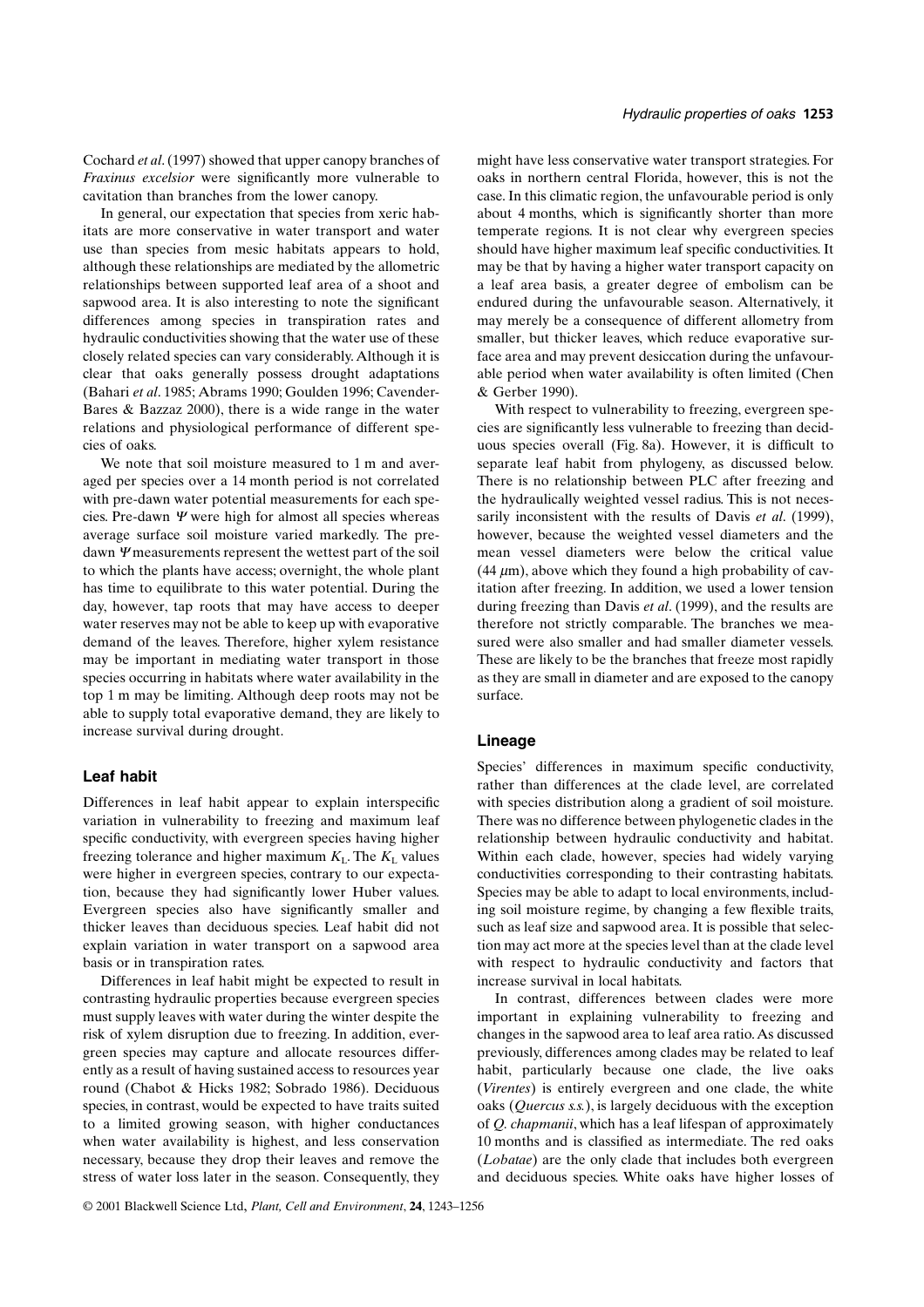Cochard *et al*. (1997) showed that upper canopy branches of *Fraxinus excelsior* were significantly more vulnerable to cavitation than branches from the lower canopy.

In general, our expectation that species from xeric habitats are more conservative in water transport and water use than species from mesic habitats appears to hold, although these relationships are mediated by the allometric relationships between supported leaf area of a shoot and sapwood area. It is also interesting to note the significant differences among species in transpiration rates and hydraulic conductivities showing that the water use of these closely related species can vary considerably. Although it is clear that oaks generally possess drought adaptations (Bahari *et al*. 1985; Abrams 1990; Goulden 1996; Cavender-Bares & Bazzaz 2000), there is a wide range in the water relations and physiological performance of different species of oaks.

We note that soil moisture measured to 1 m and averaged per species over a 14 month period is not correlated with pre-dawn water potential measurements for each species. Pre-dawn $\Psi$ were high for almost all species whereas average surface soil moisture varied markedly. The pre-dawn $\Psi$ measurements represent the wettest part of the soil to which the plants have access; overnight, the whole plant has time to equilibrate to this water potential. During the day, however, tap roots that may have access to deeper water reserves may not be able to keep up with evaporative demand of the leaves. Therefore, higher xylem resistance may be important in mediating water transport in those species occurring in habitats where water availability in the top 1 m may be limiting. Although deep roots may not be able to supply total evaporative demand, they are likely to increase survival during drought.

## Leaf habit

Differences in leaf habit appear to explain interspecific variation in vulnerability to freezing and maximum leaf specific conductivity, with evergreen species having higher freezing tolerance and higher maximum $K_L$. The $K_L$ values were higher in evergreen species, contrary to our expectation, because they had significantly lower Huber values. Evergreen species also have significantly smaller and thicker leaves than deciduous species. Leaf habit did not explain variation in water transport on a sapwood area basis or in transpiration rates.

Differences in leaf habit might be expected to result in contrasting hydraulic properties because evergreen species must supply leaves with water during the winter despite the risk of xylem disruption due to freezing. In addition, evergreen species may capture and allocate resources differently as a result of having sustained access to resources year round (Chabot & Hicks 1982; Sobrado 1986). Deciduous species, in contrast, would be expected to have traits suited to a limited growing season, with higher conductances when water availability is highest, and less conservation necessary, because they drop their leaves and remove the stress of water loss later in the season. Consequently, they might have less conservative water transport strategies. For oaks in northern central Florida, however, this is not the case. In this climatic region, the unfavourable period is only about 4 months, which is significantly shorter than more temperate regions. It is not clear why evergreen species should have higher maximum leaf specific conductivities. It may be that by having a higher water transport capacity on a leaf area basis, a greater degree of embolism can be endured during the unfavourable season. Alternatively, it may merely be a consequence of different allometry from smaller, but thicker leaves, which reduce evaporative surface area and may prevent desiccation during the unfavourable period when water availability is often limited (Chen & Gerber 1990).

With respect to vulnerability to freezing, evergreen species are significantly less vulnerable to freezing than deciduous species overall (Fig. 8a). However, it is difficult to separate leaf habit from phylogeny, as discussed below. There is no relationship between PLC after freezing and the hydraulically weighted vessel radius. This is not necessarily inconsistent with the results of Davis *et al*. (1999), however, because the weighted vessel diameters and the mean vessel diameters were below the critical value (44 $\mu$m), above which they found a high probability of cavitation after freezing. In addition, we used a lower tension during freezing than Davis *et al*. (1999), and the results are therefore not strictly comparable. The branches we measured were also smaller and had smaller diameter vessels. These are likely to be the branches that freeze most rapidly as they are small in diameter and are exposed to the canopy surface.

## Lineage

Species' differences in maximum specific conductivity, rather than differences at the clade level, are correlated with species distribution along a gradient of soil moisture. There was no difference between phylogenetic clades in the relationship between hydraulic conductivity and habitat. Within each clade, however, species had widely varying conductivities corresponding to their contrasting habitats. Species may be able to adapt to local environments, including soil moisture regime, by changing a few flexible traits, such as leaf size and sapwood area. It is possible that selection may act more at the species level than at the clade level with respect to hydraulic conductivity and factors that increase survival in local habitats.

In contrast, differences between clades were more important in explaining vulnerability to freezing and changes in the sapwood area to leaf area ratio. As discussed previously, differences among clades may be related to leaf habit, particularly because one clade, the live oaks (*Virentes*) is entirely evergreen and one clade, the white oaks (*Quercus s.s.*), is largely deciduous with the exception of *Q. chapmanii*, which has a leaf lifespan of approximately 10 months and is classified as intermediate. The red oaks (*Lobatae*) are the only clade that includes both evergreen and deciduous species. White oaks have higher losses of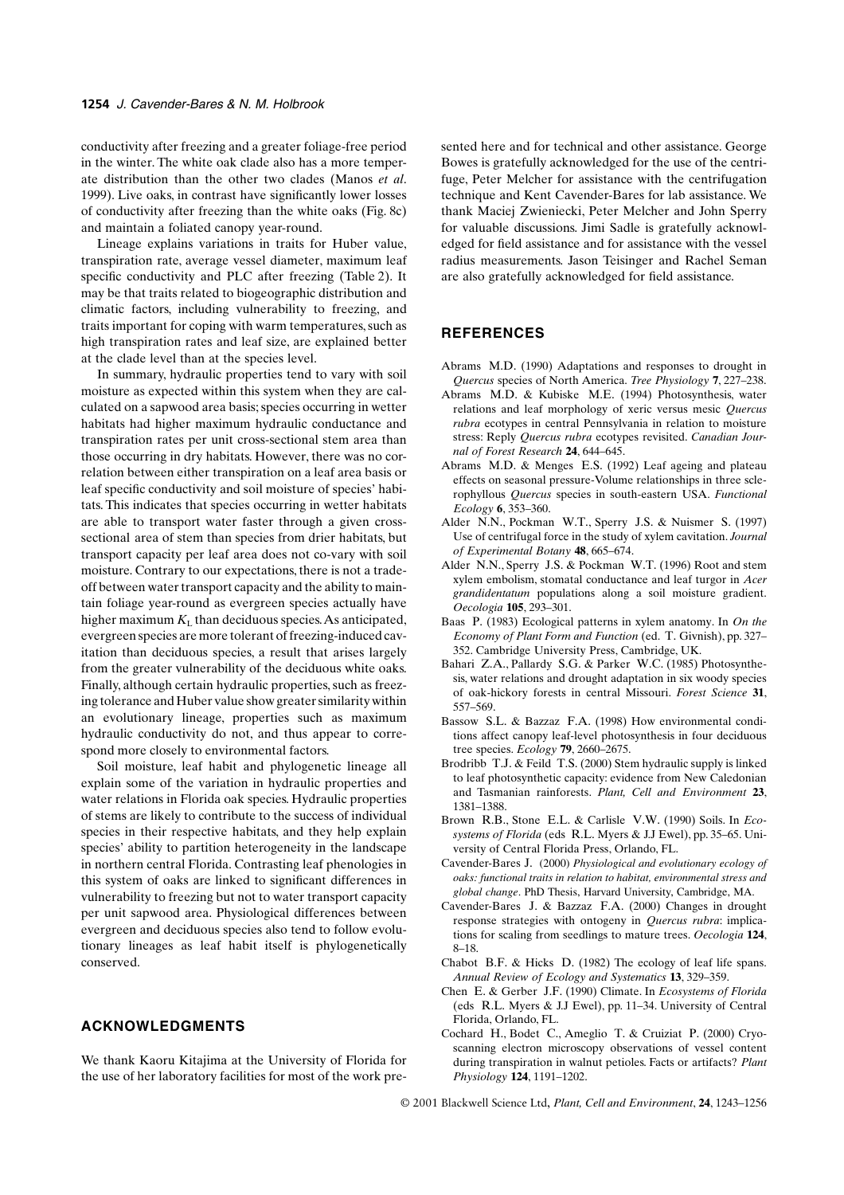conductivity after freezing and a greater foliage-free period in the winter. The white oak clade also has a more temperate distribution than the other two clades (Manos *et al*. 1999). Live oaks, in contrast have significantly lower losses of conductivity after freezing than the white oaks (Fig. 8c) and maintain a foliated canopy year-round.

Lineage explains variations in traits for Huber value, transpiration rate, average vessel diameter, maximum leaf specific conductivity and PLC after freezing (Table 2). It may be that traits related to biogeographic distribution and climatic factors, including vulnerability to freezing, and traits important for coping with warm temperatures, such as high transpiration rates and leaf size, are explained better at the clade level than at the species level.

In summary, hydraulic properties tend to vary with soil moisture as expected within this system when they are calculated on a sapwood area basis; species occurring in wetter habitats had higher maximum hydraulic conductance and transpiration rates per unit cross-sectional stem area than those occurring in dry habitats. However, there was no correlation between either transpiration on a leaf area basis or leaf specific conductivity and soil moisture of species' habitats. This indicates that species occurring in wetter habitats are able to transport water faster through a given cross-sectional area of stem than species from drier habitats, but transport capacity per leaf area does not co-vary with soil moisture. Contrary to our expectations, there is not a trade-off between water transport capacity and the ability to maintain foliage year-round as evergreen species actually have higher maximum $K_L$ than deciduous species. As anticipated, evergreen species are more tolerant of freezing-induced cavitation than deciduous species, a result that arises largely from the greater vulnerability of the deciduous white oaks. Finally, although certain hydraulic properties, such as freezing tolerance and Huber value show greater similarity within an evolutionary lineage, properties such as maximum hydraulic conductivity do not, and thus appear to correspond more closely to environmental factors.

Soil moisture, leaf habit and phylogenetic lineage all explain some of the variation in hydraulic properties and water relations in Florida oak species. Hydraulic properties of stems are likely to contribute to the success of individual species in their respective habitats, and they help explain species' ability to partition heterogeneity in the landscape in northern central Florida. Contrasting leaf phenologies in this system of oaks are linked to significant differences in vulnerability to freezing but not to water transport capacity per unit sapwood area. Physiological differences between evergreen and deciduous species also tend to follow evolutionary lineages as leaf habit itself is phylogenetically conserved.

## ACKNOWLEDGMENTS

We thank Kaoru Kitajima at the University of Florida for the use of her laboratory facilities for most of the work presented here and for technical and other assistance. George Bowes is gratefully acknowledged for the use of the centrifuge, Peter Melcher for assistance with the centrifugation technique and Kent Cavender-Bares for lab assistance. We thank Maciej Zwieniecki, Peter Melcher and John Sperry for valuable discussions. Jimi Sadle is gratefully acknowledged for field assistance and for assistance with the vessel radius measurements. Jason Teisinger and Rachel Seman are also gratefully acknowledged for field assistance.

## REFERENCES

Abrams M.D. (1990) Adaptations and responses to drought in *Quercus* species of North America. *Tree Physiology* **7**, 227–238.

Abrams M.D. & Kubiske M.E. (1994) Photosynthesis, water relations and leaf morphology of xeric versus mesic *Quercus rubra* ecotypes in central Pennsylvania in relation to moisture stress: Reply *Quercus rubra* ecotypes revisited. *Canadian Journal of Forest Research* **24**, 644–645.

Abrams M.D. & Menges E.S. (1992) Leaf ageing and plateau effects on seasonal pressure-Volume relationships in three sclerophyllous *Quercus* species in south-eastern USA. *Functional Ecology* **6**, 353–360.

Alder N.N., Pockman W.T., Sperry J.S. & Nuismer S. (1997) Use of centrifugal force in the study of xylem cavitation. *Journal of Experimental Botany* **48**, 665–674.

Alder N.N., Sperry J.S. & Pockman W.T. (1996) Root and stem xylem embolism, stomatal conductance and leaf turgor in *Acer grandidentatum* populations along a soil moisture gradient. *Oecologia* **105**, 293–301.

Baas P. (1983) Ecological patterns in xylem anatomy. In *On the Economy of Plant Form and Function* (ed. T. Givnish), pp. 327–352. Cambridge University Press, Cambridge, UK.

Bahari Z.A., Pallardy S.G. & Parker W.C. (1985) Photosynthesis, water relations and drought adaptation in six woody species of oak-hickory forests in central Missouri. *Forest Science* **31**, 557–569.

Bassow S.L. & Bazzaz F.A. (1998) How environmental conditions affect canopy leaf-level photosynthesis in four deciduous tree species. *Ecology* **79**, 2660–2675.

Brodribb T.J. & Feild T.S. (2000) Stem hydraulic supply is linked to leaf photosynthetic capacity: evidence from New Caledonian and Tasmanian rainforests. *Plant, Cell and Environment* **23**, 1381–1388.

Brown R.B., Stone E.L. & Carlisle V.W. (1990) Soils. In *Ecosystems of Florida* (eds R.L. Myers & J.J Ewel), pp. 35–65. University of Central Florida Press, Orlando, FL.

Cavender-Bares J. (2000) *Physiological and evolutionary ecology of oaks: functional traits in relation to habitat, environmental stress and global change*. PhD Thesis, Harvard University, Cambridge, MA.

Cavender-Bares J. & Bazzaz F.A. (2000) Changes in drought response strategies with ontogeny in *Quercus rubra*: implications for scaling from seedlings to mature trees. *Oecologia* **124**, 8–18.

Chabot B.F. & Hicks D. (1982) The ecology of leaf life spans. *Annual Review of Ecology and Systematics* **13**, 329–359.

Chen E. & Gerber J.F. (1990) Climate. In *Ecosystems of Florida* (eds R.L. Myers & J.J Ewel), pp. 11–34. University of Central Florida, Orlando, FL.

Cochard H., Bodet C., Ameglio T. & Cruiziat P. (2000) Cryo-scanning electron microscopy observations of vessel content during transpiration in walnut petioles. Facts or artifacts? *Plant Physiology* **124**, 1191–1202.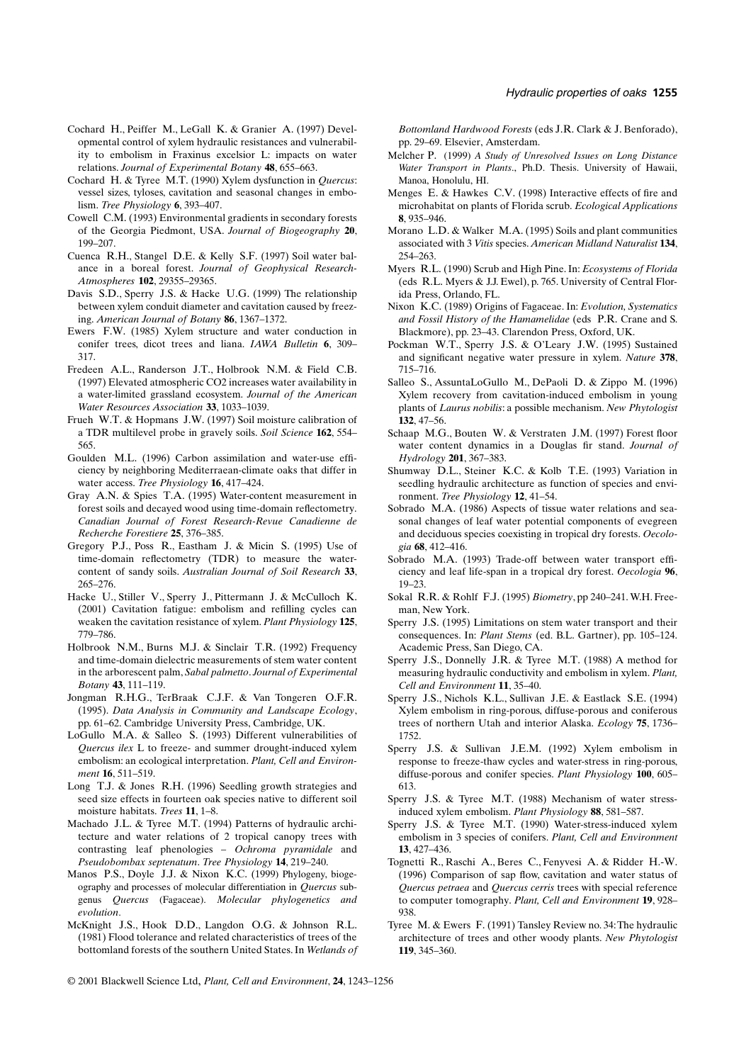Cochard H., Peiffer M., LeGall K. & Granier A. (1997) Developmental control of xylem hydraulic resistances and vulnerability to embolism in Fraxinus excelsior L: impacts on water relations. *Journal of Experimental Botany* **48**, 655–663.

Cochard H. & Tyree M.T. (1990) Xylem dysfunction in *Quercus*: vessel sizes, tyloses, cavitation and seasonal changes in embolism. *Tree Physiology* **6**, 393–407.

Cowell C.M. (1993) Environmental gradients in secondary forests of the Georgia Piedmont, USA. *Journal of Biogeography* **20**, 199–207.

Cuenca R.H., Stangel D.E. & Kelly S.F. (1997) Soil water balance in a boreal forest. *Journal of Geophysical Research-Atmospheres* **102**, 29355–29365.

Davis S.D., Sperry J.S. & Hacke U.G. (1999) The relationship between xylem conduit diameter and cavitation caused by freezing. *American Journal of Botany* **86**, 1367–1372.

Ewers F.W. (1985) Xylem structure and water conduction in conifer trees, dicot trees and liana. *IAWA Bulletin* **6**, 309–317.

Fredeen A.L., Randerson J.T., Holbrook N.M. & Field C.B. (1997) Elevated atmospheric CO2 increases water availability in a water-limited grassland ecosystem. *Journal of the American Water Resources Association* **33**, 1033–1039.

Frueh W.T. & Hopmans J.W. (1997) Soil moisture calibration of a TDR multilevel probe in gravely soils. *Soil Science* **162**, 554–565.

Goulden M.L. (1996) Carbon assimilation and water-use efficiency by neighboring Mediterraean-climate oaks that differ in water access. *Tree Physiology* **16**, 417–424.

Gray A.N. & Spies T.A. (1995) Water-content measurement in forest soils and decayed wood using time-domain reflectometry. *Canadian Journal of Forest Research-Revue Canadienne de Recherche Forestiere* **25**, 376–385.

Gregory P.J., Poss R., Eastham J. & Micin S. (1995) Use of time-domain reflectometry (TDR) to measure the water-content of sandy soils. *Australian Journal of Soil Research* **33**, 265–276.

Hacke U., Stiller V., Sperry J., Pittermann J. & McCulloch K. (2001) Cavitation fatigue: embolism and refilling cycles can weaken the cavitation resistance of xylem. *Plant Physiology* **125**, 779–786.

Holbrook N.M., Burns M.J. & Sinclair T.R. (1992) Frequency and time-domain dielectric measurements of stem water content in the arborescent palm, *Sabal palmetto*. *Journal of Experimental Botany* **43**, 111–119.

Jongman R.H.G., TerBraak C.J.F. & Van Tongeren O.F.R. (1995). *Data Analysis in Community and Landscape Ecology*, pp. 61–62. Cambridge University Press, Cambridge, UK.

LoGullo M.A. & Salleo S. (1993) Different vulnerabilities of *Quercus ilex* L to freeze- and summer drought-induced xylem embolism: an ecological interpretation. *Plant, Cell and Environment* **16**, 511–519.

Long T.J. & Jones R.H. (1996) Seedling growth strategies and seed size effects in fourteen oak species native to different soil moisture habitats. *Trees* **11**, 1–8.

Machado J.L. & Tyree M.T. (1994) Patterns of hydraulic architecture and water relations of 2 tropical canopy trees with contrasting leaf phenologies – *Ochroma pyramidale* and *Pseudobombax septenatum*. *Tree Physiology* **14**, 219–240.

Manos P.S., Doyle J.J. & Nixon K.C. (1999) Phylogeny, biogeography and processes of molecular differentiation in *Quercus* subgenus *Quercus* (Fagaceae). *Molecular phylogenetics and evolution*.

McKnight J.S., Hook D.D., Langdon O.G. & Johnson R.L. (1981) Flood tolerance and related characteristics of trees of the bottomland forests of the southern United States. In *Wetlands of Bottomland Hardwood Forests* (eds J.R. Clark & J. Benforado), pp. 29–69. Elsevier, Amsterdam.

Melcher P. (1999) *A Study of Unresolved Issues on Long Distance Water Transport in Plants*., Ph.D. Thesis. University of Hawaii, Manoa, Honolulu, HI.

Menges E. & Hawkes C.V. (1998) Interactive effects of fire and microhabitat on plants of Florida scrub. *Ecological Applications* **8**, 935–946.

Morano L.D. & Walker M.A. (1995) Soils and plant communities associated with 3 *Vitis* species. *American Midland Naturalist* **134**, 254–263.

Myers R.L. (1990) Scrub and High Pine. In: *Ecosystems of Florida* (eds R.L. Myers & J.J. Ewel), p. 765. University of Central Florida Press, Orlando, FL.

Nixon K.C. (1989) Origins of Fagaceae. In: *Evolution, Systematics and Fossil History of the Hamamelidae* (eds P.R. Crane and S. Blackmore), pp. 23–43. Clarendon Press, Oxford, UK.

Pockman W.T., Sperry J.S. & O'Leary J.W. (1995) Sustained and significant negative water pressure in xylem. *Nature* **378**, 715–716.

Salleo S., AssuntaLoGullo M., DePaoli D. & Zippo M. (1996) Xylem recovery from cavitation-induced embolism in young plants of *Laurus nobilis*: a possible mechanism. *New Phytologist* **132**, 47–56.

Schaap M.G., Bouten W. & Verstraten J.M. (1997) Forest floor water content dynamics in a Douglas fir stand. *Journal of Hydrology* **201**, 367–383.

Shumway D.L., Steiner K.C. & Kolb T.E. (1993) Variation in seedling hydraulic architecture as function of species and environment. *Tree Physiology* **12**, 41–54.

Sobrado M.A. (1986) Aspects of tissue water relations and seasonal changes of leaf water potential components of evegreen and deciduous species coexisting in tropical dry forests. *Oecologia* **68**, 412–416.

Sobrado M.A. (1993) Trade-off between water transport efficiency and leaf life-span in a tropical dry forest. *Oecologia* **96**, 19–23.

Sokal R.R. & Rohlf F.J. (1995) *Biometry*, pp 240–241. W.H. Freeman, New York.

Sperry J.S. (1995) Limitations on stem water transport and their consequences. In: *Plant Stems* (ed. B.L. Gartner), pp. 105–124. Academic Press, San Diego, CA.

Sperry J.S., Donnelly J.R. & Tyree M.T. (1988) A method for measuring hydraulic conductivity and embolism in xylem. *Plant, Cell and Environment* **11**, 35–40.

Sperry J.S., Nichols K.L., Sullivan J.E. & Eastlack S.E. (1994) Xylem embolism in ring-porous, diffuse-porous and coniferous trees of northern Utah and interior Alaska. *Ecology* **75**, 1736–1752.

Sperry J.S. & Sullivan J.E.M. (1992) Xylem embolism in response to freeze-thaw cycles and water-stress in ring-porous, diffuse-porous and conifer species. *Plant Physiology* **100**, 605–613.

Sperry J.S. & Tyree M.T. (1988) Mechanism of water stress-induced xylem embolism. *Plant Physiology* **88**, 581–587.

Sperry J.S. & Tyree M.T. (1990) Water-stress-induced xylem embolism in 3 species of conifers. *Plant, Cell and Environment* **13**, 427–436.

Tognetti R., Raschi A., Beres C., Fenyvesi A. & Ridder H.-W. (1996) Comparison of sap flow, cavitation and water status of *Quercus petraea* and *Quercus cerris* trees with special reference to computer tomography. *Plant, Cell and Environment* **19**, 928–938.

Tyree M. & Ewers F. (1991) Tansley Review no. 34: The hydraulic architecture of trees and other woody plants. *New Phytologist* **119**, 345–360.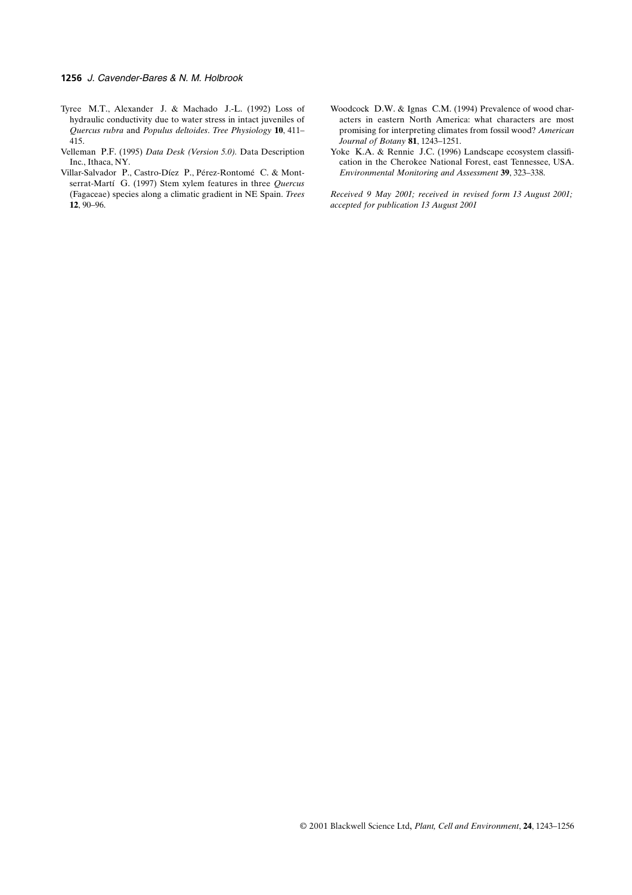Tyree M.T., Alexander J. & Machado J.-L. (1992) Loss of hydraulic conductivity due to water stress in intact juveniles of *Quercus rubra* and *Populus deltoides*. *Tree Physiology* **10**, 411–415.

Velleman P.F. (1995) *Data Desk (Version 5.0)*. Data Description Inc., Ithaca, NY.

Villar-Salvador P., Castro-Díez P., Pérez-Rontomé C. & Montserrat-Martí G. (1997) Stem xylem features in three *Quercus* (Fagaceae) species along a climatic gradient in NE Spain. *Trees* **12**, 90–96.

Woodcock D.W. & Ignas C.M. (1994) Prevalence of wood characters in eastern North America: what characters are most promising for interpreting climates from fossil wood? *American Journal of Botany* **81**, 1243–1251.

Yoke K.A. & Rennie J.C. (1996) Landscape ecosystem classification in the Cherokee National Forest, east Tennessee, USA. *Environmental Monitoring and Assessment* **39**, 323–338.

*Received 9 May 2001; received in revised form 13 August 2001; accepted for publication 13 August 2001*